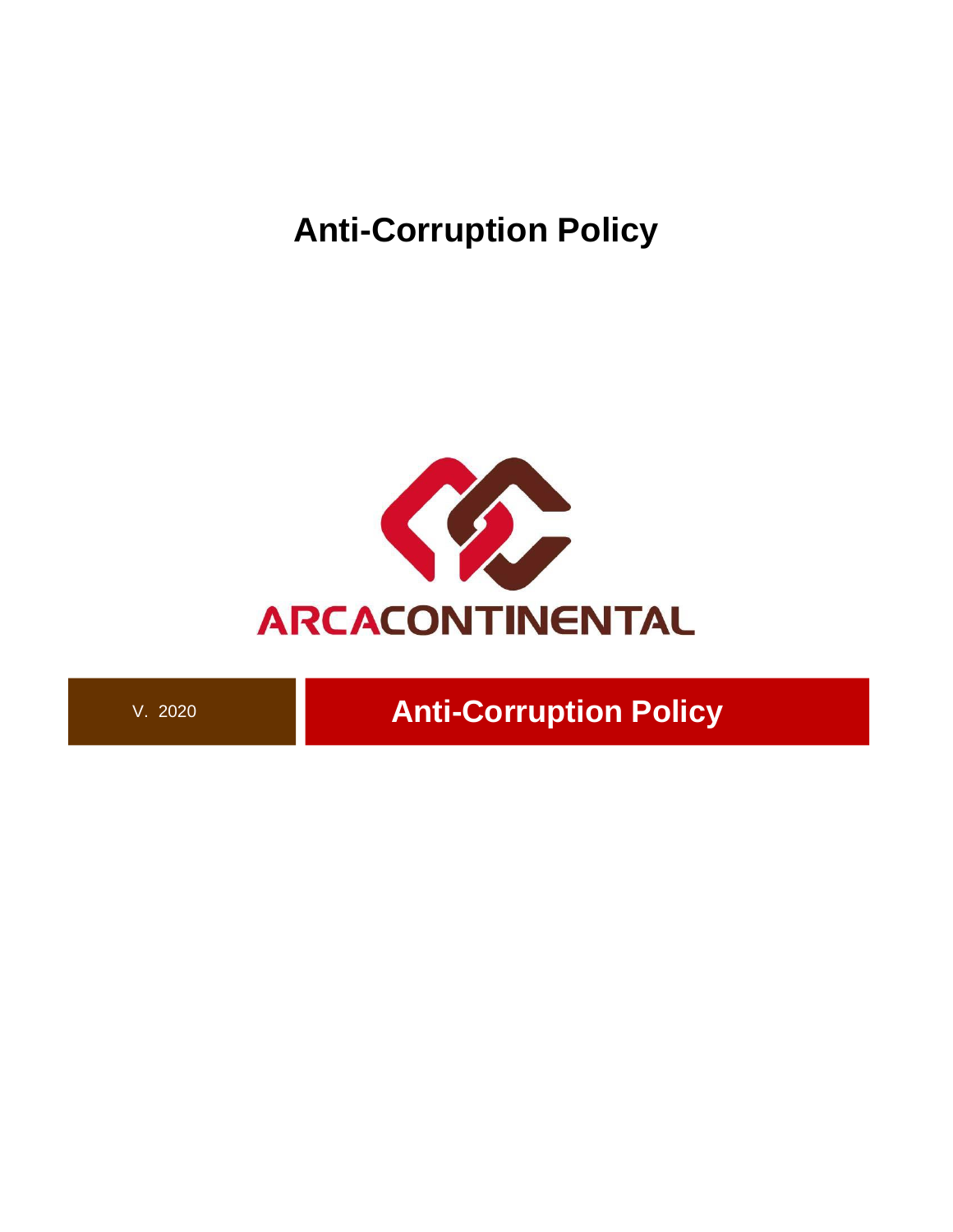# Anti-Corruption Policy

ARCACONTINENTAL

V. 2020

**Anti-Corruption Policy**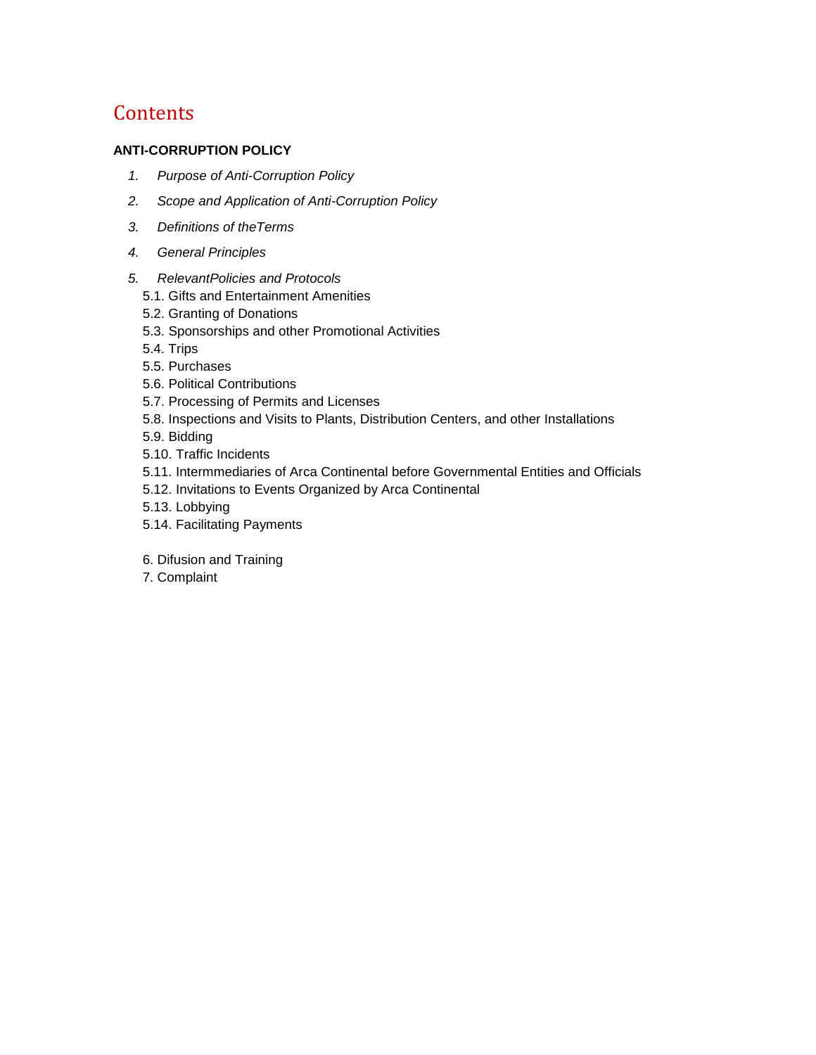# Contents

**ANTI-CORRUPTION POLICY**

1. *Purpose of Anti-Corruption Policy*
2. *Scope and Application of Anti-Corruption Policy*
3. *Definitions of theTerms*
4. *General Principles*
5. *RelevantPolicies and Protocols*
   - 5.1. Gifts and Entertainment Amenities
   - 5.2. Granting of Donations
   - 5.3. Sponsorships and other Promotional Activities
   - 5.4. Trips
   - 5.5. Purchases
   - 5.6. Political Contributions
   - 5.7. Processing of Permits and Licenses
   - 5.8. Inspections and Visits to Plants, Distribution Centers, and other Installations
   - 5.9. Bidding
   - 5.10. Traffic Incidents
   - 5.11. Intermmediaries of Arca Continental before Governmental Entities and Officials
   - 5.12. Invitations to Events Organized by Arca Continental
   - 5.13. Lobbying
   - 5.14. Facilitating Payments

6. Difusion and Training
7. Complaint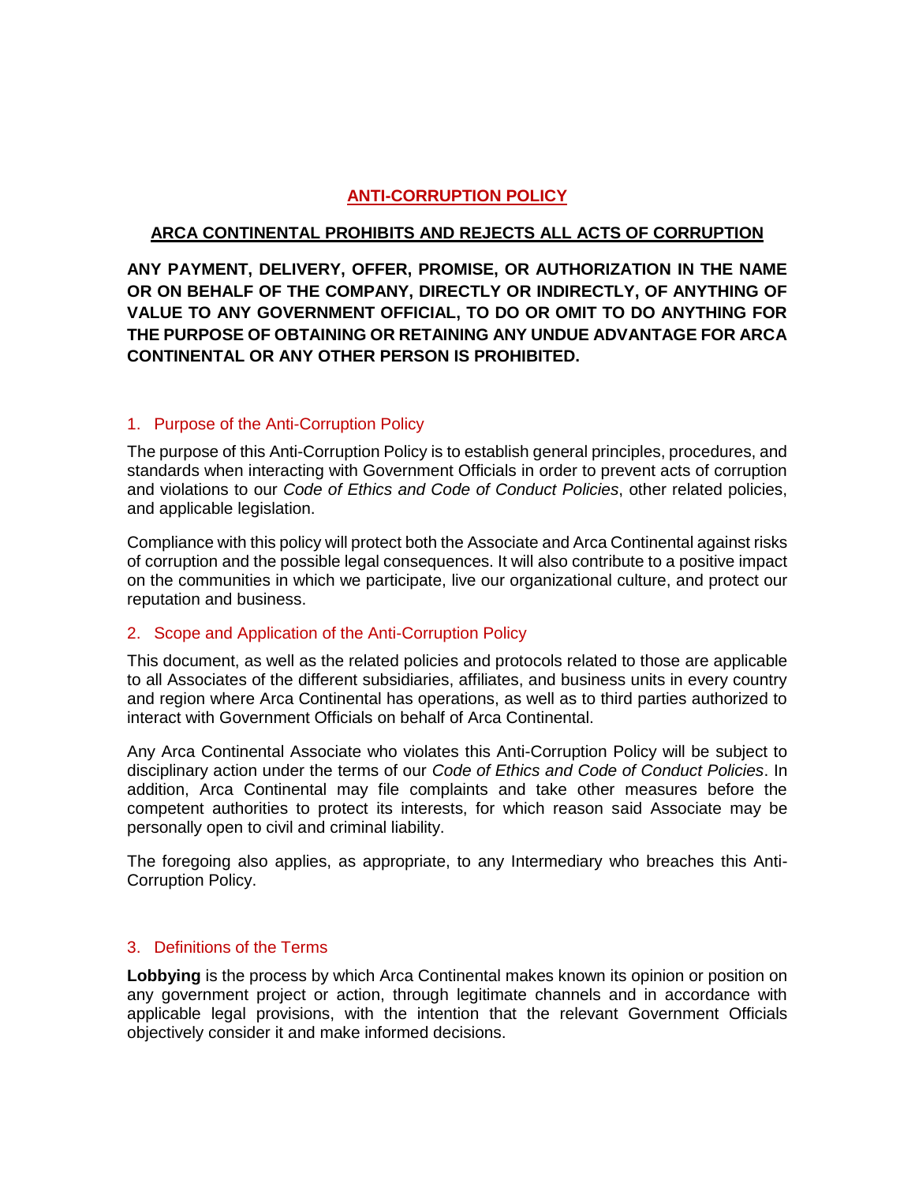# ANTI-CORRUPTION POLICY

## ARCA CONTINENTAL PROHIBITS AND REJECTS ALL ACTS OF CORRUPTION

**ANY PAYMENT, DELIVERY, OFFER, PROMISE, OR AUTHORIZATION IN THE NAME OR ON BEHALF OF THE COMPANY, DIRECTLY OR INDIRECTLY, OF ANYTHING OF VALUE TO ANY GOVERNMENT OFFICIAL, TO DO OR OMIT TO DO ANYTHING FOR THE PURPOSE OF OBTAINING OR RETAINING ANY UNDUE ADVANTAGE FOR ARCA CONTINENTAL OR ANY OTHER PERSON IS PROHIBITED.**

### 1. Purpose of the Anti-Corruption Policy

The purpose of this Anti-Corruption Policy is to establish general principles, procedures, and standards when interacting with Government Officials in order to prevent acts of corruption and violations to our *Code of Ethics and Code of Conduct Policies*, other related policies, and applicable legislation.

Compliance with this policy will protect both the Associate and Arca Continental against risks of corruption and the possible legal consequences. It will also contribute to a positive impact on the communities in which we participate, live our organizational culture, and protect our reputation and business.

### 2. Scope and Application of the Anti-Corruption Policy

This document, as well as the related policies and protocols related to those are applicable to all Associates of the different subsidiaries, affiliates, and business units in every country and region where Arca Continental has operations, as well as to third parties authorized to interact with Government Officials on behalf of Arca Continental.

Any Arca Continental Associate who violates this Anti-Corruption Policy will be subject to disciplinary action under the terms of our *Code of Ethics and Code of Conduct Policies*. In addition, Arca Continental may file complaints and take other measures before the competent authorities to protect its interests, for which reason said Associate may be personally open to civil and criminal liability.

The foregoing also applies, as appropriate, to any Intermediary who breaches this Anti-Corruption Policy.

### 3. Definitions of the Terms

**Lobbying** is the process by which Arca Continental makes known its opinion or position on any government project or action, through legitimate channels and in accordance with applicable legal provisions, with the intention that the relevant Government Officials objectively consider it and make informed decisions.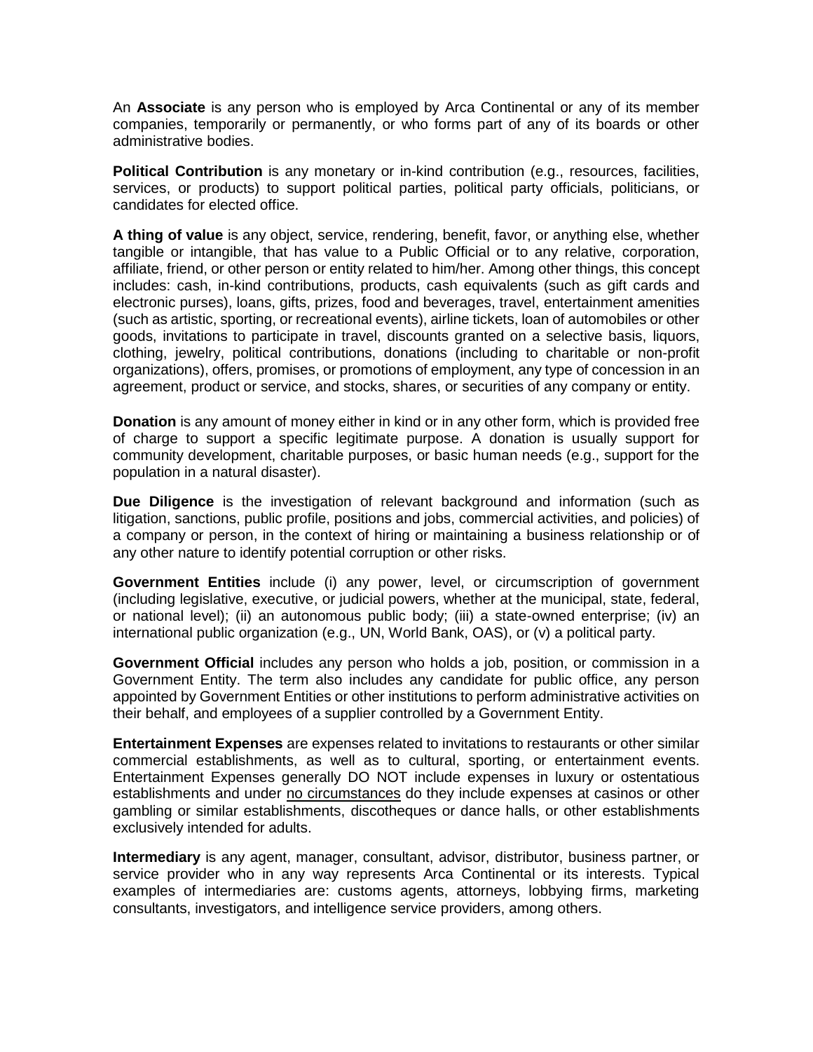An **Associate** is any person who is employed by Arca Continental or any of its member companies, temporarily or permanently, or who forms part of any of its boards or other administrative bodies.

**Political Contribution** is any monetary or in-kind contribution (e.g., resources, facilities, services, or products) to support political parties, political party officials, politicians, or candidates for elected office.

**A thing of value** is any object, service, rendering, benefit, favor, or anything else, whether tangible or intangible, that has value to a Public Official or to any relative, corporation, affiliate, friend, or other person or entity related to him/her. Among other things, this concept includes: cash, in-kind contributions, products, cash equivalents (such as gift cards and electronic purses), loans, gifts, prizes, food and beverages, travel, entertainment amenities (such as artistic, sporting, or recreational events), airline tickets, loan of automobiles or other goods, invitations to participate in travel, discounts granted on a selective basis, liquors, clothing, jewelry, political contributions, donations (including to charitable or non-profit organizations), offers, promises, or promotions of employment, any type of concession in an agreement, product or service, and stocks, shares, or securities of any company or entity.

**Donation** is any amount of money either in kind or in any other form, which is provided free of charge to support a specific legitimate purpose. A donation is usually support for community development, charitable purposes, or basic human needs (e.g., support for the population in a natural disaster).

**Due Diligence** is the investigation of relevant background and information (such as litigation, sanctions, public profile, positions and jobs, commercial activities, and policies) of a company or person, in the context of hiring or maintaining a business relationship or of any other nature to identify potential corruption or other risks.

**Government Entities** include (i) any power, level, or circumscription of government (including legislative, executive, or judicial powers, whether at the municipal, state, federal, or national level); (ii) an autonomous public body; (iii) a state-owned enterprise; (iv) an international public organization (e.g., UN, World Bank, OAS), or (v) a political party.

**Government Official** includes any person who holds a job, position, or commission in a Government Entity. The term also includes any candidate for public office, any person appointed by Government Entities or other institutions to perform administrative activities on their behalf, and employees of a supplier controlled by a Government Entity.

**Entertainment Expenses** are expenses related to invitations to restaurants or other similar commercial establishments, as well as to cultural, sporting, or entertainment events. Entertainment Expenses generally DO NOT include expenses in luxury or ostentatious establishments and under no circumstances do they include expenses at casinos or other gambling or similar establishments, discotheques or dance halls, or other establishments exclusively intended for adults.

**Intermediary** is any agent, manager, consultant, advisor, distributor, business partner, or service provider who in any way represents Arca Continental or its interests. Typical examples of intermediaries are: customs agents, attorneys, lobbying firms, marketing consultants, investigators, and intelligence service providers, among others.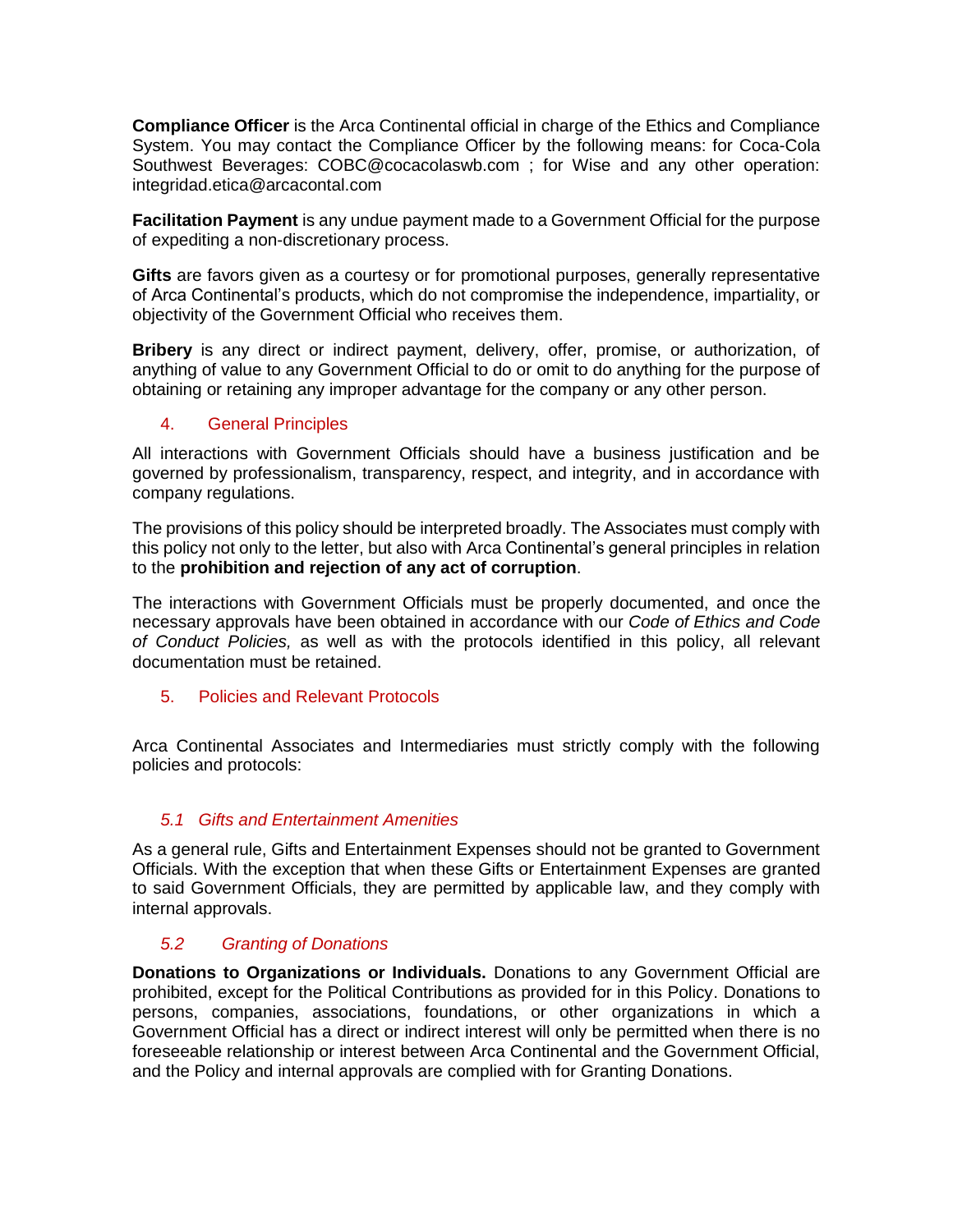**Compliance Officer** is the Arca Continental official in charge of the Ethics and Compliance System. You may contact the Compliance Officer by the following means: for Coca-Cola Southwest Beverages: COBC@cocacolaswb.com ; for Wise and any other operation: integridad.etica@arcacontal.com

**Facilitation Payment** is any undue payment made to a Government Official for the purpose of expediting a non-discretionary process.

**Gifts** are favors given as a courtesy or for promotional purposes, generally representative of Arca Continental's products, which do not compromise the independence, impartiality, or objectivity of the Government Official who receives them.

**Bribery** is any direct or indirect payment, delivery, offer, promise, or authorization, of anything of value to any Government Official to do or omit to do anything for the purpose of obtaining or retaining any improper advantage for the company or any other person.

## 4. General Principles

All interactions with Government Officials should have a business justification and be governed by professionalism, transparency, respect, and integrity, and in accordance with company regulations.

The provisions of this policy should be interpreted broadly. The Associates must comply with this policy not only to the letter, but also with Arca Continental's general principles in relation to the **prohibition and rejection of any act of corruption**.

The interactions with Government Officials must be properly documented, and once the necessary approvals have been obtained in accordance with our *Code of Ethics and Code of Conduct Policies,* as well as with the protocols identified in this policy, all relevant documentation must be retained.

## 5. Policies and Relevant Protocols

Arca Continental Associates and Intermediaries must strictly comply with the following policies and protocols:

### *5.1 Gifts and Entertainment Amenities*

As a general rule, Gifts and Entertainment Expenses should not be granted to Government Officials. With the exception that when these Gifts or Entertainment Expenses are granted to said Government Officials, they are permitted by applicable law, and they comply with internal approvals.

### *5.2 Granting of Donations*

**Donations to Organizations or Individuals.** Donations to any Government Official are prohibited, except for the Political Contributions as provided for in this Policy. Donations to persons, companies, associations, foundations, or other organizations in which a Government Official has a direct or indirect interest will only be permitted when there is no foreseeable relationship or interest between Arca Continental and the Government Official, and the Policy and internal approvals are complied with for Granting Donations.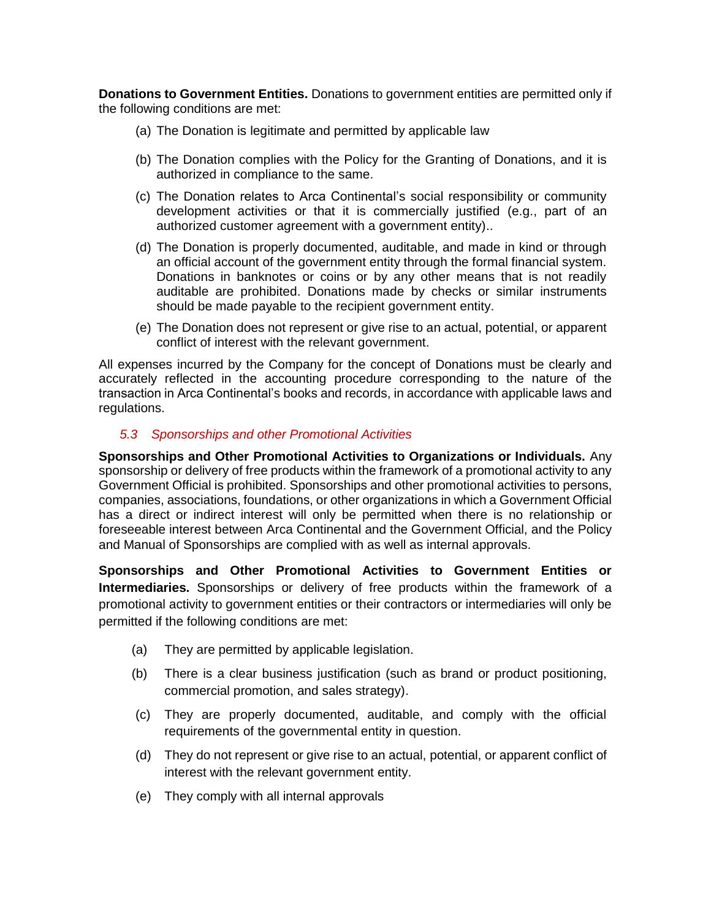**Donations to Government Entities.** Donations to government entities are permitted only if the following conditions are met:

(a) The Donation is legitimate and permitted by applicable law

(b) The Donation complies with the Policy for the Granting of Donations, and it is authorized in compliance to the same.

(c) The Donation relates to Arca Continental's social responsibility or community development activities or that it is commercially justified (e.g., part of an authorized customer agreement with a government entity)..

(d) The Donation is properly documented, auditable, and made in kind or through an official account of the government entity through the formal financial system. Donations in banknotes or coins or by any other means that is not readily auditable are prohibited. Donations made by checks or similar instruments should be made payable to the recipient government entity.

(e) The Donation does not represent or give rise to an actual, potential, or apparent conflict of interest with the relevant government.

All expenses incurred by the Company for the concept of Donations must be clearly and accurately reflected in the accounting procedure corresponding to the nature of the transaction in Arca Continental's books and records, in accordance with applicable laws and regulations.

### *5.3 Sponsorships and other Promotional Activities*

**Sponsorships and Other Promotional Activities to Organizations or Individuals.** Any sponsorship or delivery of free products within the framework of a promotional activity to any Government Official is prohibited. Sponsorships and other promotional activities to persons, companies, associations, foundations, or other organizations in which a Government Official has a direct or indirect interest will only be permitted when there is no relationship or foreseeable interest between Arca Continental and the Government Official, and the Policy and Manual of Sponsorships are complied with as well as internal approvals.

**Sponsorships and Other Promotional Activities to Government Entities or Intermediaries.** Sponsorships or delivery of free products within the framework of a promotional activity to government entities or their contractors or intermediaries will only be permitted if the following conditions are met:

(a) They are permitted by applicable legislation.

(b) There is a clear business justification (such as brand or product positioning, commercial promotion, and sales strategy).

(c) They are properly documented, auditable, and comply with the official requirements of the governmental entity in question.

(d) They do not represent or give rise to an actual, potential, or apparent conflict of interest with the relevant government entity.

(e) They comply with all internal approvals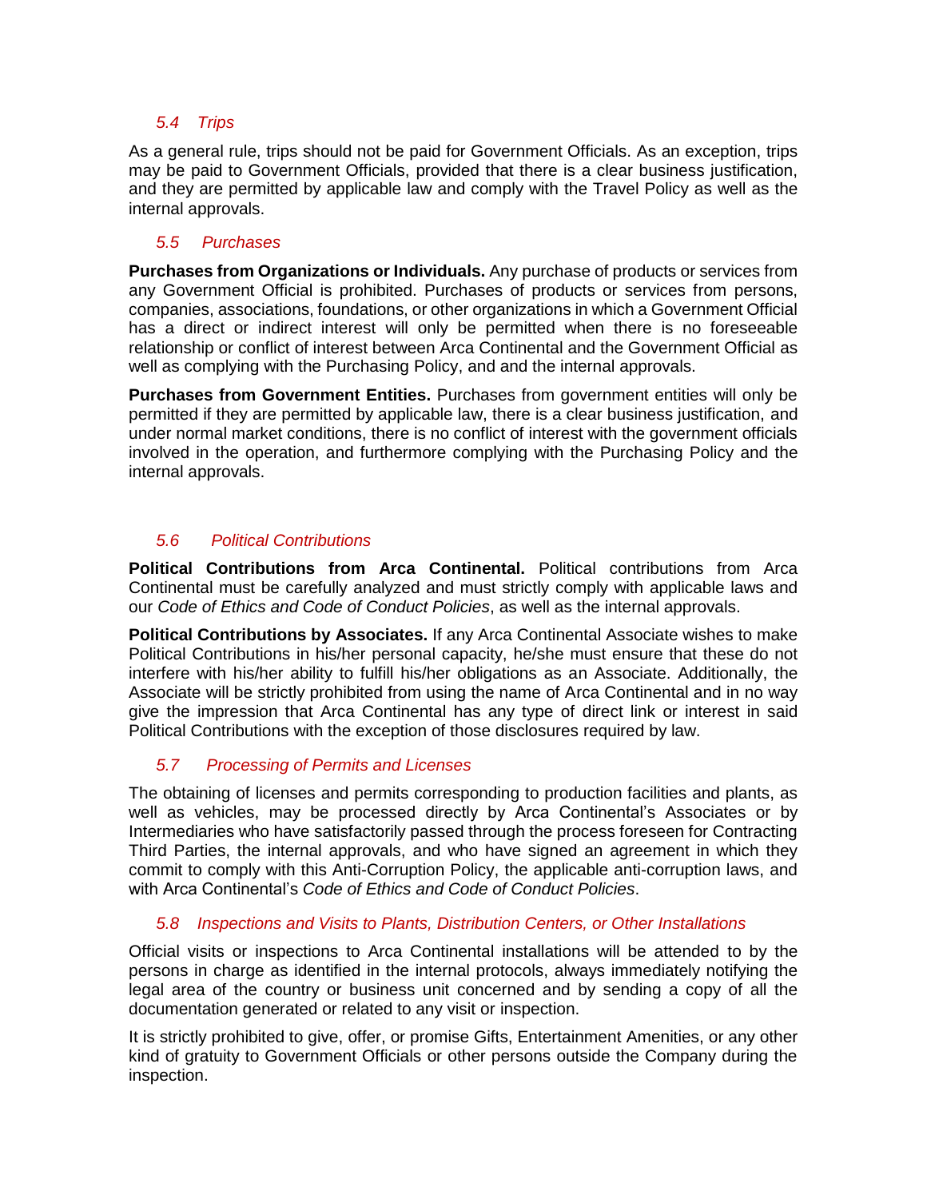### *5.4 Trips*

As a general rule, trips should not be paid for Government Officials. As an exception, trips may be paid to Government Officials, provided that there is a clear business justification, and they are permitted by applicable law and comply with the Travel Policy as well as the internal approvals.

### *5.5 Purchases*

**Purchases from Organizations or Individuals.** Any purchase of products or services from any Government Official is prohibited. Purchases of products or services from persons, companies, associations, foundations, or other organizations in which a Government Official has a direct or indirect interest will only be permitted when there is no foreseeable relationship or conflict of interest between Arca Continental and the Government Official as well as complying with the Purchasing Policy, and and the internal approvals.

**Purchases from Government Entities.** Purchases from government entities will only be permitted if they are permitted by applicable law, there is a clear business justification, and under normal market conditions, there is no conflict of interest with the government officials involved in the operation, and furthermore complying with the Purchasing Policy and the internal approvals.

### *5.6 Political Contributions*

**Political Contributions from Arca Continental.** Political contributions from Arca Continental must be carefully analyzed and must strictly comply with applicable laws and our *Code of Ethics and Code of Conduct Policies*, as well as the internal approvals.

**Political Contributions by Associates.** If any Arca Continental Associate wishes to make Political Contributions in his/her personal capacity, he/she must ensure that these do not interfere with his/her ability to fulfill his/her obligations as an Associate. Additionally, the Associate will be strictly prohibited from using the name of Arca Continental and in no way give the impression that Arca Continental has any type of direct link or interest in said Political Contributions with the exception of those disclosures required by law.

### *5.7 Processing of Permits and Licenses*

The obtaining of licenses and permits corresponding to production facilities and plants, as well as vehicles, may be processed directly by Arca Continental's Associates or by Intermediaries who have satisfactorily passed through the process foreseen for Contracting Third Parties, the internal approvals, and who have signed an agreement in which they commit to comply with this Anti-Corruption Policy, the applicable anti-corruption laws, and with Arca Continental's *Code of Ethics and Code of Conduct Policies*.

### *5.8 Inspections and Visits to Plants, Distribution Centers, or Other Installations*

Official visits or inspections to Arca Continental installations will be attended to by the persons in charge as identified in the internal protocols, always immediately notifying the legal area of the country or business unit concerned and by sending a copy of all the documentation generated or related to any visit or inspection.

It is strictly prohibited to give, offer, or promise Gifts, Entertainment Amenities, or any other kind of gratuity to Government Officials or other persons outside the Company during the inspection.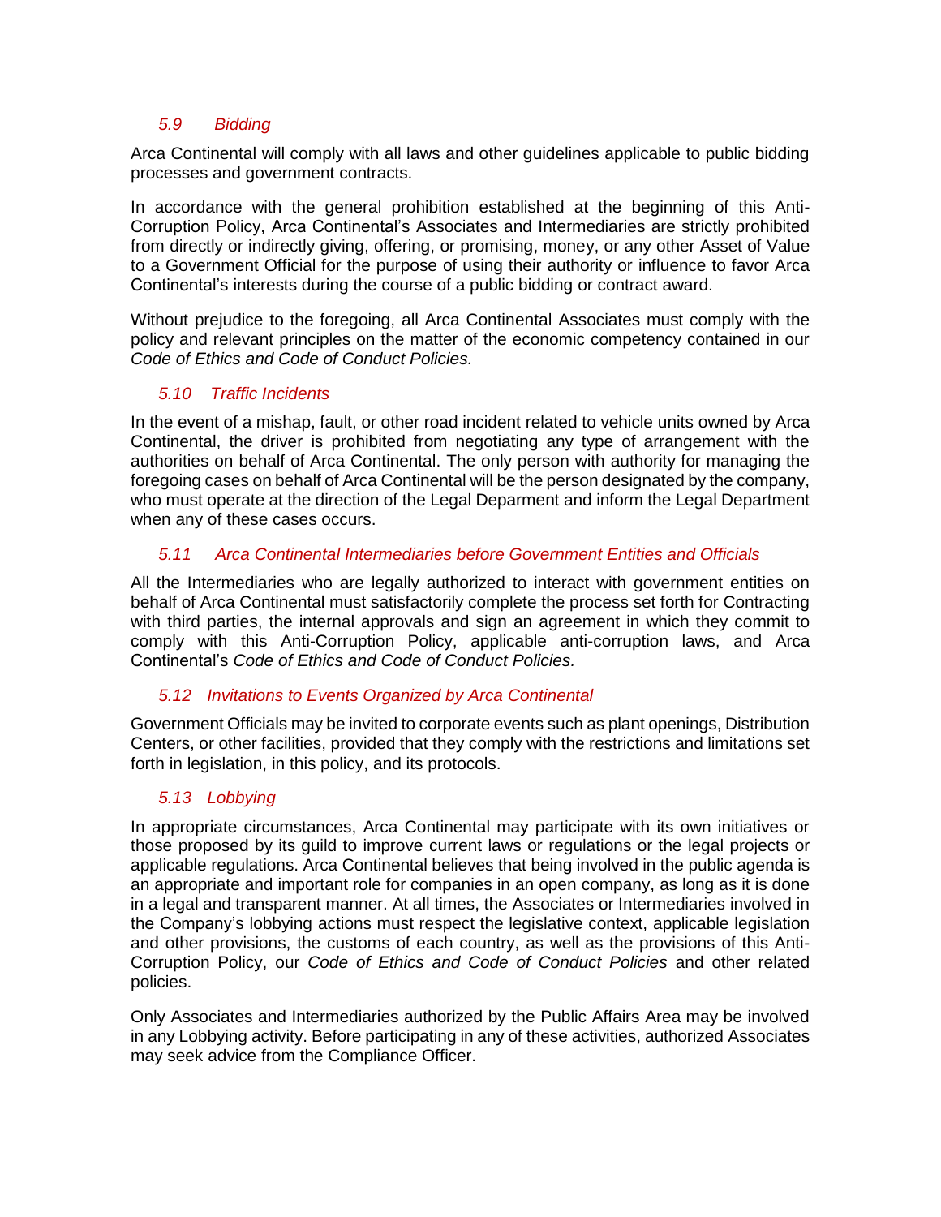### *5.9 Bidding*

Arca Continental will comply with all laws and other guidelines applicable to public bidding processes and government contracts.

In accordance with the general prohibition established at the beginning of this Anti-Corruption Policy, Arca Continental's Associates and Intermediaries are strictly prohibited from directly or indirectly giving, offering, or promising, money, or any other Asset of Value to a Government Official for the purpose of using their authority or influence to favor Arca Continental's interests during the course of a public bidding or contract award.

Without prejudice to the foregoing, all Arca Continental Associates must comply with the policy and relevant principles on the matter of the economic competency contained in our *Code of Ethics and Code of Conduct Policies.*

### *5.10 Traffic Incidents*

In the event of a mishap, fault, or other road incident related to vehicle units owned by Arca Continental, the driver is prohibited from negotiating any type of arrangement with the authorities on behalf of Arca Continental. The only person with authority for managing the foregoing cases on behalf of Arca Continental will be the person designated by the company, who must operate at the direction of the Legal Deparment and inform the Legal Department when any of these cases occurs.

### *5.11 Arca Continental Intermediaries before Government Entities and Officials*

All the Intermediaries who are legally authorized to interact with government entities on behalf of Arca Continental must satisfactorily complete the process set forth for Contracting with third parties, the internal approvals and sign an agreement in which they commit to comply with this Anti-Corruption Policy, applicable anti-corruption laws, and Arca Continental's *Code of Ethics and Code of Conduct Policies.*

### *5.12 Invitations to Events Organized by Arca Continental*

Government Officials may be invited to corporate events such as plant openings, Distribution Centers, or other facilities, provided that they comply with the restrictions and limitations set forth in legislation, in this policy, and its protocols.

### *5.13 Lobbying*

In appropriate circumstances, Arca Continental may participate with its own initiatives or those proposed by its guild to improve current laws or regulations or the legal projects or applicable regulations. Arca Continental believes that being involved in the public agenda is an appropriate and important role for companies in an open company, as long as it is done in a legal and transparent manner. At all times, the Associates or Intermediaries involved in the Company's lobbying actions must respect the legislative context, applicable legislation and other provisions, the customs of each country, as well as the provisions of this Anti-Corruption Policy, our *Code of Ethics and Code of Conduct Policies* and other related policies.

Only Associates and Intermediaries authorized by the Public Affairs Area may be involved in any Lobbying activity. Before participating in any of these activities, authorized Associates may seek advice from the Compliance Officer.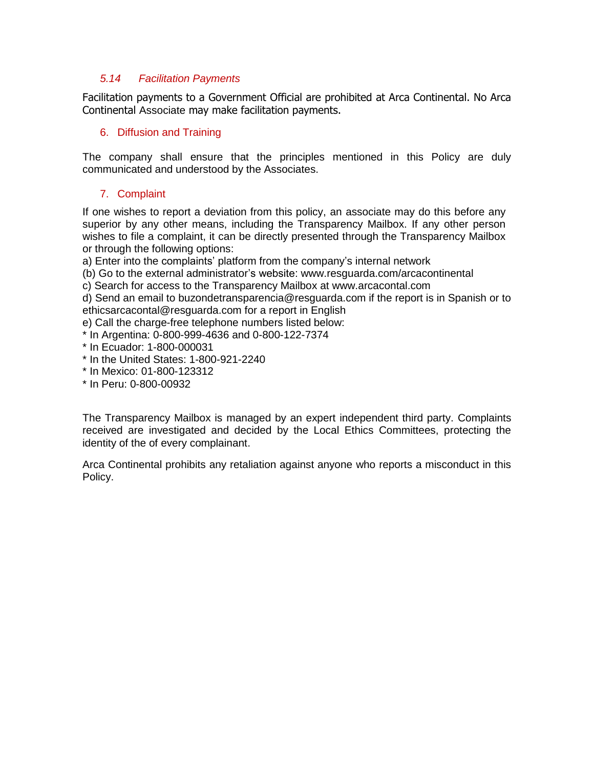### *5.14 Facilitation Payments*

Facilitation payments to a Government Official are prohibited at Arca Continental. No Arca Continental Associate may make facilitation payments.

## 6. Diffusion and Training

The company shall ensure that the principles mentioned in this Policy are duly communicated and understood by the Associates.

## 7. Complaint

If one wishes to report a deviation from this policy, an associate may do this before any superior by any other means, including the Transparency Mailbox. If any other person wishes to file a complaint, it can be directly presented through the Transparency Mailbox or through the following options:

a) Enter into the complaints' platform from the company's internal network
(b) Go to the external administrator's website: www.resguarda.com/arcacontinental
c) Search for access to the Transparency Mailbox at www.arcacontal.com
d) Send an email to buzondetransparencia@resguarda.com if the report is in Spanish or to ethicsarcacontal@resguarda.com for a report in English
e) Call the charge-free telephone numbers listed below:
* In Argentina: 0-800-999-4636 and 0-800-122-7374
* In Ecuador: 1-800-000031
* In the United States: 1-800-921-2240
* In Mexico: 01-800-123312
* In Peru: 0-800-00932

The Transparency Mailbox is managed by an expert independent third party. Complaints received are investigated and decided by the Local Ethics Committees, protecting the identity of the of every complainant.

Arca Continental prohibits any retaliation against anyone who reports a misconduct in this Policy.